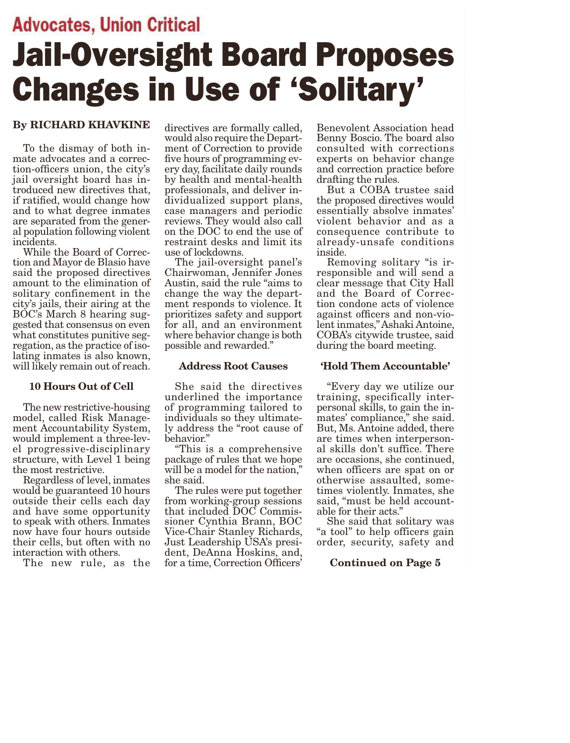## Advocates, Union Critical

# Jail-Oversight Board Proposes Changes in Use of 'Solitary'

**By RICHARD KHAVKINE**

To the dismay of both inmate advocates and a correction-officers union, the city's jail oversight board has introduced new directives that, if ratified, would change how and to what degree inmates are separated from the general population following violent incidents.

While the Board of Correction and Mayor de Blasio have said the proposed directives amount to the elimination of solitary confinement in the city's jails, their airing at the BOC's March 8 hearing suggested that consensus on even what constitutes punitive segregation, as the practice of isolating inmates is also known, will likely remain out of reach.

### 10 Hours Out of Cell

The new restrictive-housing model, called Risk Management Accountability System, would implement a three-level progressive-disciplinary structure, with Level 1 being the most restrictive.

Regardless of level, inmates would be guaranteed 10 hours outside their cells each day and have some opportunity to speak with others. Inmates now have four hours outside their cells, but often with no interaction with others.

The new rule, as the directives are formally called, would also require the Department of Correction to provide five hours of programming every day, facilitate daily rounds by health and mental-health professionals, and deliver individualized support plans, case managers and periodic reviews. They would also call on the DOC to end the use of restraint desks and limit its use of lockdowns.

The jail-oversight panel's Chairwoman, Jennifer Jones Austin, said the rule "aims to change the way the department responds to violence. It prioritizes safety and support for all, and an environment where behavior change is both possible and rewarded."

### Address Root Causes

She said the directives underlined the importance of programming tailored to individuals so they ultimately address the "root cause of behavior."

"This is a comprehensive package of rules that we hope will be a model for the nation," she said.

The rules were put together from working-group sessions that included DOC Commissioner Cynthia Brann, BOC Vice-Chair Stanley Richards, Just Leadership USA's president, DeAnna Hoskins, and, for a time, Correction Officers' Benevolent Association head Benny Boscio. The board also consulted with corrections experts on behavior change and correction practice before drafting the rules.

But a COBA trustee said the proposed directives would essentially absolve inmates' violent behavior and as a consequence contribute to already-unsafe conditions inside.

Removing solitary "is irresponsible and will send a clear message that City Hall and the Board of Correction condone acts of violence against officers and non-violent inmates," Ashaki Antoine, COBA's citywide trustee, said during the board meeting.

### 'Hold Them Accountable'

"Every day we utilize our training, specifically interpersonal skills, to gain the inmates' compliance," she said. But, Ms. Antoine added, there are times when interpersonal skills don't suffice. There are occasions, she continued, when officers are spat on or otherwise assaulted, sometimes violently. Inmates, she said, "must be held accountable for their acts."

She said that solitary was "a tool" to help officers gain order, security, safety and

**Continued on Page 5**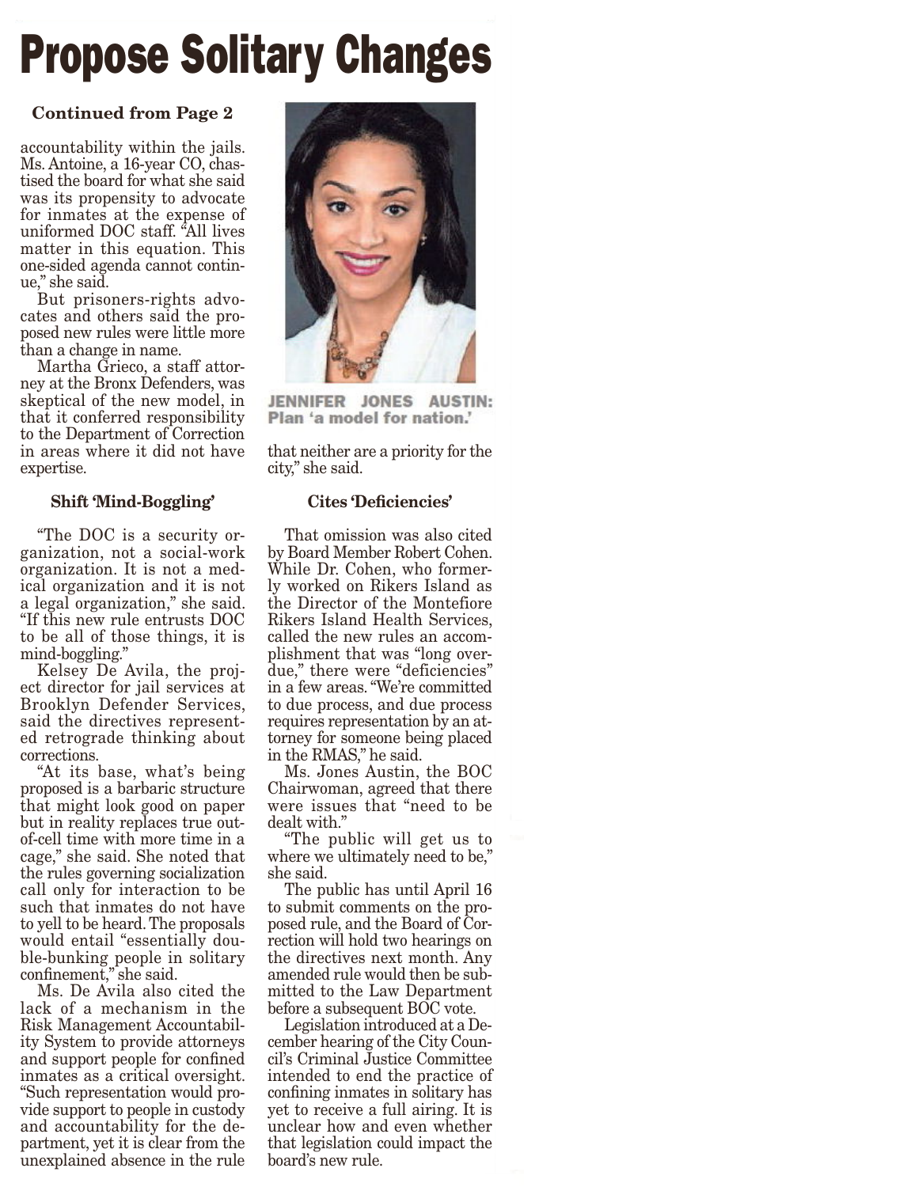# Propose Solitary Changes

**Continued from Page 2**

accountability within the jails. Ms. Antoine, a 16-year CO, chastised the board for what she said was its propensity to advocate for inmates at the expense of uniformed DOC staff. "All lives matter in this equation. This one-sided agenda cannot continue," she said.

But prisoners-rights advocates and others said the proposed new rules were little more than a change in name.

Martha Grieco, a staff attorney at the Bronx Defenders, was skeptical of the new model, in that it conferred responsibility to the Department of Correction in areas where it did not have expertise.

### Shift 'Mind-Boggling'

"The DOC is a security organization, not a social-work organization. It is not a medical organization and it is not a legal organization," she said. "If this new rule entrusts DOC to be all of those things, it is mind-boggling."

Kelsey De Avila, the project director for jail services at Brooklyn Defender Services, said the directives represented retrograde thinking about corrections.

"At its base, what's being proposed is a barbaric structure that might look good on paper but in reality replaces true out-of-cell time with more time in a cage," she said. She noted that the rules governing socialization call only for interaction to be such that inmates do not have to yell to be heard. The proposals would entail "essentially double-bunking people in solitary confinement," she said.

Ms. De Avila also cited the lack of a mechanism in the Risk Management Accountability System to provide attorneys and support people for confined inmates as a critical oversight. "Such representation would provide support to people in custody and accountability for the department, yet it is clear from the unexplained absence in the rule that neither are a priority for the city," she said.

JENNIFER JONES AUSTIN: Plan 'a model for nation.'

### Cites 'Deficiencies'

That omission was also cited by Board Member Robert Cohen. While Dr. Cohen, who formerly worked on Rikers Island as the Director of the Montefiore Rikers Island Health Services, called the new rules an accomplishment that was "long overdue," there were "deficiencies" in a few areas. "We're committed to due process, and due process requires representation by an attorney for someone being placed in the RMAS," he said.

Ms. Jones Austin, the BOC Chairwoman, agreed that there were issues that "need to be dealt with."

"The public will get us to where we ultimately need to be," she said.

The public has until April 16 to submit comments on the proposed rule, and the Board of Correction will hold two hearings on the directives next month. Any amended rule would then be submitted to the Law Department before a subsequent BOC vote.

Legislation introduced at a December hearing of the City Council's Criminal Justice Committee intended to end the practice of confining inmates in solitary has yet to receive a full airing. It is unclear how and even whether that legislation could impact the board's new rule.